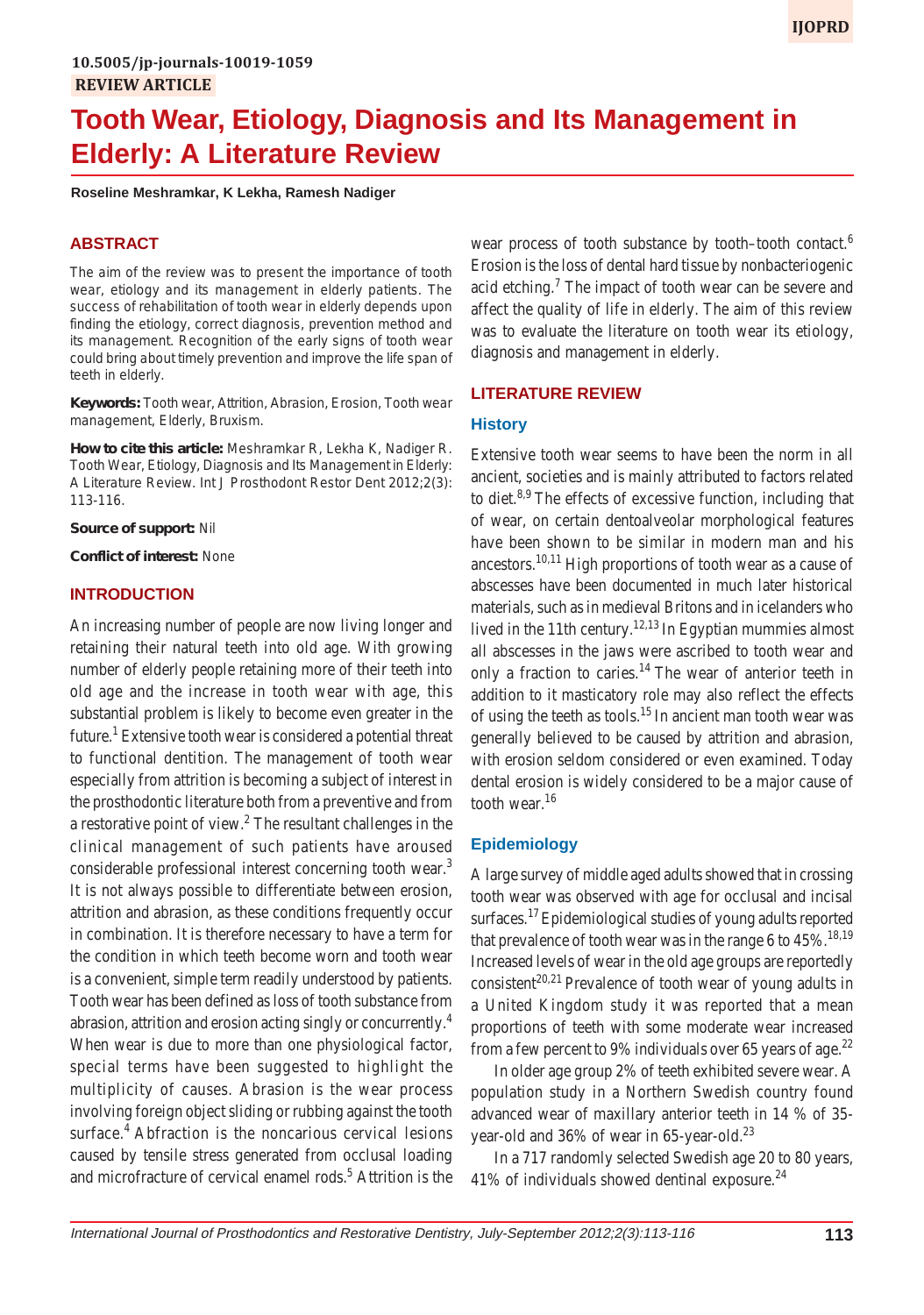10.5005/jp-journals-10019-1059

**REVIEW ARTICLE**

# Tooth Wear, Etiology, Diagnosis and Its Management in Elderly: A Literature Review

**Roseline Meshramkar, K Lekha, Ramesh Nadiger**

## ABSTRACT

The aim of the review was to present the importance of tooth wear, etiology and its management in elderly patients. The success of rehabilitation of tooth wear in elderly depends upon finding the etiology, correct diagnosis, prevention method and its management. Recognition of the early signs of tooth wear could bring about timely prevention and improve the life span of teeth in elderly.

**Keywords:** Tooth wear, Attrition, Abrasion, Erosion, Tooth wear management, Elderly, Bruxism.

**How to cite this article:** Meshramkar R, Lekha K, Nadiger R. Tooth Wear, Etiology, Diagnosis and Its Management in Elderly: A Literature Review. Int J Prosthodont Restor Dent 2012;2(3): 113-116.

**Source of support:** Nil

**Conflict of interest:** None

## INTRODUCTION

An increasing number of people are now living longer and retaining their natural teeth into old age. With growing number of elderly people retaining more of their teeth into old age and the increase in tooth wear with age, this substantial problem is likely to become even greater in the future.[1] Extensive tooth wear is considered a potential threat to functional dentition. The management of tooth wear especially from attrition is becoming a subject of interest in the prosthodontic literature both from a preventive and from a restorative point of view.[2] The resultant challenges in the clinical management of such patients have aroused considerable professional interest concerning tooth wear.[3] It is not always possible to differentiate between erosion, attrition and abrasion, as these conditions frequently occur in combination. It is therefore necessary to have a term for the condition in which teeth become worn and tooth wear is a convenient, simple term readily understood by patients. Tooth wear has been defined as loss of tooth substance from abrasion, attrition and erosion acting singly or concurrently.[4] When wear is due to more than one physiological factor, special terms have been suggested to highlight the multiplicity of causes. Abrasion is the wear process involving foreign object sliding or rubbing against the tooth surface.[4] Abfraction is the noncarious cervical lesions caused by tensile stress generated from occlusal loading and microfracture of cervical enamel rods.[5] Attrition is the wear process of tooth substance by tooth–tooth contact.[6] Erosion is the loss of dental hard tissue by nonbacteriogenic acid etching.[7] The impact of tooth wear can be severe and affect the quality of life in elderly. The aim of this review was to evaluate the literature on tooth wear its etiology, diagnosis and management in elderly.

## LITERATURE REVIEW

### History

Extensive tooth wear seems to have been the norm in all ancient, societies and is mainly attributed to factors related to diet.[8,9] The effects of excessive function, including that of wear, on certain dentoalveolar morphological features have been shown to be similar in modern man and his ancestors.[10,11] High proportions of tooth wear as a cause of abscesses have been documented in much later historical materials, such as in medieval Britons and in icelanders who lived in the 11th century.[12,13] In Egyptian mummies almost all abscesses in the jaws were ascribed to tooth wear and only a fraction to caries.[14] The wear of anterior teeth in addition to it masticatory role may also reflect the effects of using the teeth as tools.[15] In ancient man tooth wear was generally believed to be caused by attrition and abrasion, with erosion seldom considered or even examined. Today dental erosion is widely considered to be a major cause of tooth wear.[16]

### Epidemiology

A large survey of middle aged adults showed that in crossing tooth wear was observed with age for occlusal and incisal surfaces.[17] Epidemiological studies of young adults reported that prevalence of tooth wear was in the range 6 to 45%.[18,19] Increased levels of wear in the old age groups are reportedly consistent[20,21] Prevalence of tooth wear of young adults in a United Kingdom study it was reported that a mean proportions of teeth with some moderate wear increased from a few percent to 9% individuals over 65 years of age.[22]

In older age group 2% of teeth exhibited severe wear. A population study in a Northern Swedish country found advanced wear of maxillary anterior teeth in 14 % of 35-year-old and 36% of wear in 65-year-old.[23]

In a 717 randomly selected Swedish age 20 to 80 years, 41% of individuals showed dentinal exposure.[24]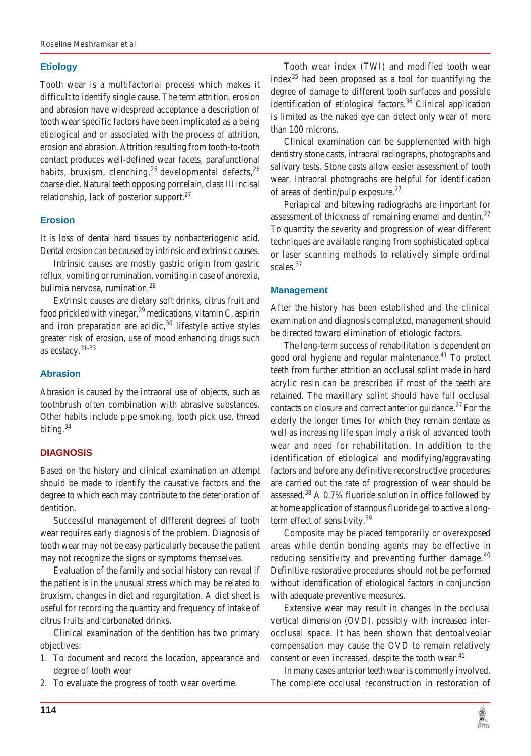### Etiology

Tooth wear is a multifactorial process which makes it difficult to identify single cause. The term attrition, erosion and abrasion have widespread acceptance a description of tooth wear specific factors have been implicated as a being etiological and or associated with the process of attrition, erosion and abrasion. Attrition resulting from tooth-to-tooth contact produces well-defined wear facets, parafunctional habits, bruxism, clenching,[25] developmental defects,[26] coarse diet. Natural teeth opposing porcelain, class III incisal relationship, lack of posterior support.[27]

### Erosion

It is loss of dental hard tissues by nonbacteriogenic acid. Dental erosion can be caused by intrinsic and extrinsic causes.

Intrinsic causes are mostly gastric origin from gastric reflux, vomiting or rumination, vomiting in case of anorexia, bulimia nervosa, rumination.[28]

Extrinsic causes are dietary soft drinks, citrus fruit and food prickled with vinegar,[29] medications, vitamin C, aspirin and iron preparation are acidic,[30] lifestyle active styles greater risk of erosion, use of mood enhancing drugs such as ecstacy.[31-33]

### Abrasion

Abrasion is caused by the intraoral use of objects, such as toothbrush often combination with abrasive substances. Other habits include pipe smoking, tooth pick use, thread biting.[34]

## DIAGNOSIS

Based on the history and clinical examination an attempt should be made to identify the causative factors and the degree to which each may contribute to the deterioration of dentition.

Successful management of different degrees of tooth wear requires early diagnosis of the problem. Diagnosis of tooth wear may not be easy particularly because the patient may not recognize the signs or symptoms themselves.

Evaluation of the family and social history can reveal if the patient is in the unusual stress which may be related to bruxism, changes in diet and regurgitation. A diet sheet is useful for recording the quantity and frequency of intake of citrus fruits and carbonated drinks.

Clinical examination of the dentition has two primary objectives:

1. To document and record the location, appearance and degree of tooth wear
2. To evaluate the progress of tooth wear overtime.

Tooth wear index (TWI) and modified tooth wear index[35] had been proposed as a tool for quantifying the degree of damage to different tooth surfaces and possible identification of etiological factors.[36] Clinical application is limited as the naked eye can detect only wear of more than 100 microns.

Clinical examination can be supplemented with high dentistry stone casts, intraoral radiographs, photographs and salivary tests. Stone casts allow easier assessment of tooth wear. Intraoral photographs are helpful for identification of areas of dentin/pulp exposure.[27]

Periapical and bitewing radiographs are important for assessment of thickness of remaining enamel and dentin.[27] To quantity the severity and progression of wear different techniques are available ranging from sophisticated optical or laser scanning methods to relatively simple ordinal scales.[37]

### Management

After the history has been established and the clinical examination and diagnosis completed, management should be directed toward elimination of etiologic factors.

The long-term success of rehabilitation is dependent on good oral hygiene and regular maintenance.[41] To protect teeth from further attrition an occlusal splint made in hard acrylic resin can be prescribed if most of the teeth are retained. The maxillary splint should have full occlusal contacts on closure and correct anterior guidance.[27] For the elderly the longer times for which they remain dentate as well as increasing life span imply a risk of advanced tooth wear and need for rehabilitation. In addition to the identification of etiological and modifying/aggravating factors and before any definitive reconstructive procedures are carried out the rate of progression of wear should be assessed.[38] A 0.7% fluoride solution in office followed by at home application of stannous fluoride gel to active a long-term effect of sensitivity.[39]

Composite may be placed temporarily or overexposed areas while dentin bonding agents may be effective in reducing sensitivity and preventing further damage.[40] Definitive restorative procedures should not be performed without identification of etiological factors in conjunction with adequate preventive measures.

Extensive wear may result in changes in the occlusal vertical dimension (OVD), possibly with increased inter-occlusal space. It has been shown that dentoalveolar compensation may cause the OVD to remain relatively consent or even increased, despite the tooth wear.[41]

In many cases anterior teeth wear is commonly involved. The complete occlusal reconstruction in restoration of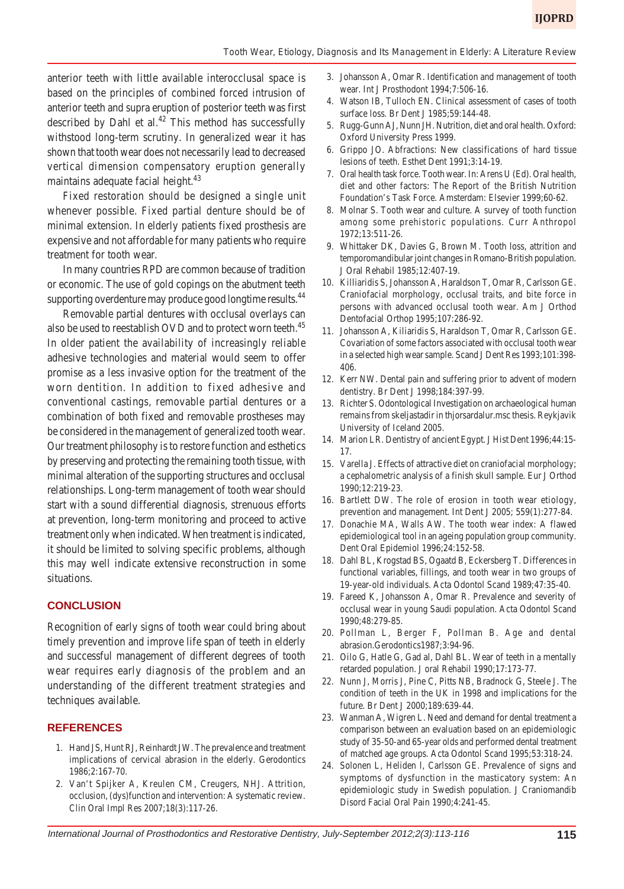anterior teeth with little available interocclusal space is based on the principles of combined forced intrusion of anterior teeth and supra eruption of posterior teeth was first described by Dahl et al.[42] This method has successfully withstood long-term scrutiny. In generalized wear it has shown that tooth wear does not necessarily lead to decreased vertical dimension compensatory eruption generally maintains adequate facial height.[43]

Fixed restoration should be designed a single unit whenever possible. Fixed partial denture should be of minimal extension. In elderly patients fixed prosthesis are expensive and not affordable for many patients who require treatment for tooth wear.

In many countries RPD are common because of tradition or economic. The use of gold copings on the abutment teeth supporting overdenture may produce good longtime results.[44]

Removable partial dentures with occlusal overlays can also be used to reestablish OVD and to protect worn teeth.[45] In older patient the availability of increasingly reliable adhesive technologies and material would seem to offer promise as a less invasive option for the treatment of the worn dentition. In addition to fixed adhesive and conventional castings, removable partial dentures or a combination of both fixed and removable prostheses may be considered in the management of generalized tooth wear. Our treatment philosophy is to restore function and esthetics by preserving and protecting the remaining tooth tissue, with minimal alteration of the supporting structures and occlusal relationships. Long-term management of tooth wear should start with a sound differential diagnosis, strenuous efforts at prevention, long-term monitoring and proceed to active treatment only when indicated. When treatment is indicated, it should be limited to solving specific problems, although this may well indicate extensive reconstruction in some situations.

## CONCLUSION

Recognition of early signs of tooth wear could bring about timely prevention and improve life span of teeth in elderly and successful management of different degrees of tooth wear requires early diagnosis of the problem and an understanding of the different treatment strategies and techniques available.

## REFERENCES

1. Hand JS, Hunt RJ, Reinhardt JW. The prevalence and treatment implications of cervical abrasion in the elderly. Gerodontics 1986;2:167-70.
2. Van't Spijker A, Kreulen CM, Creugers, NHJ. Attrition, occlusion, (dys)function and intervention: A systematic review. Clin Oral Impl Res 2007;18(3):117-26.
3. Johansson A, Omar R. Identification and management of tooth wear. Int J Prosthodont 1994;7:506-16.
4. Watson IB, Tulloch EN. Clinical assessment of cases of tooth surface loss. Br Dent J 1985;59:144-48.
5. Rugg-Gunn AJ, Nunn JH. Nutrition, diet and oral health. Oxford: Oxford University Press 1999.
6. Grippo JO. Abfractions: New classifications of hard tissue lesions of teeth. Esthet Dent 1991;3:14-19.
7. Oral health task force. Tooth wear. In: Arens U (Ed). Oral health, diet and other factors: The Report of the British Nutrition Foundation's Task Force. Amsterdam: Elsevier 1999;60-62.
8. Molnar S. Tooth wear and culture. A survey of tooth function among some prehistoric populations. Curr Anthropol 1972;13:511-26.
9. Whittaker DK, Davies G, Brown M. Tooth loss, attrition and temporomandibular joint changes in Romano-British population. J Oral Rehabil 1985;12:407-19.
10. Killiaridis S, Johansson A, Haraldson T, Omar R, Carlsson GE. Craniofacial morphology, occlusal traits, and bite force in persons with advanced occlusal tooth wear. Am J Orthod Dentofacial Orthop 1995;107:286-92.
11. Johansson A, Kiliaridis S, Haraldson T, Omar R, Carlsson GE. Covariation of some factors associated with occlusal tooth wear in a selected high wear sample. Scand J Dent Res 1993;101:398-406.
12. Kerr NW. Dental pain and suffering prior to advent of modern dentistry. Br Dent J 1998;184:397-99.
13. Richter S. Odontological Investigation on archaeological human remains from skeljastadir in thjorsardalur.msc thesis. Reykjavik University of Iceland 2005.
14. Marion LR. Dentistry of ancient Egypt. J Hist Dent 1996;44:15-17.
15. Varella J. Effects of attractive diet on craniofacial morphology; a cephalometric analysis of a finish skull sample. Eur J Orthod 1990;12:219-23.
16. Bartlett DW. The role of erosion in tooth wear etiology, prevention and management. Int Dent J 2005; 559(1):277-84.
17. Donachie MA, Walls AW. The tooth wear index: A flawed epidemiological tool in an ageing population group community. Dent Oral Epidemiol 1996;24:152-58.
18. Dahl BL, Krogstad BS, Ogaatd B, Eckersberg T. Differences in functional variables, fillings, and tooth wear in two groups of 19-year-old individuals. Acta Odontol Scand 1989;47:35-40.
19. Fareed K, Johansson A, Omar R. Prevalence and severity of occlusal wear in young Saudi population. Acta Odontol Scand 1990;48:279-85.
20. Pollman L, Berger F, Pollman B. Age and dental abrasion.Gerodontics1987;3:94-96.
21. Oilo G, Hatle G, Gad al, Dahl BL. Wear of teeth in a mentally retarded population. J oral Rehabil 1990;17:173-77.
22. Nunn J, Morris J, Pine C, Pitts NB, Bradnock G, Steele J. The condition of teeth in the UK in 1998 and implications for the future. Br Dent J 2000;189:639-44.
23. Wanman A, Wigren L. Need and demand for dental treatment a comparison between an evaluation based on an epidemiologic study of 35-50-and 65-year olds and performed dental treatment of matched age groups. Acta Odontol Scand 1995;53:318-24.
24. Solonen L, Heliden l, Carlsson GE. Prevalence of signs and symptoms of dysfunction in the masticatory system: An epidemiologic study in Swedish population. J Craniomandib Disord Facial Oral Pain 1990;4:241-45.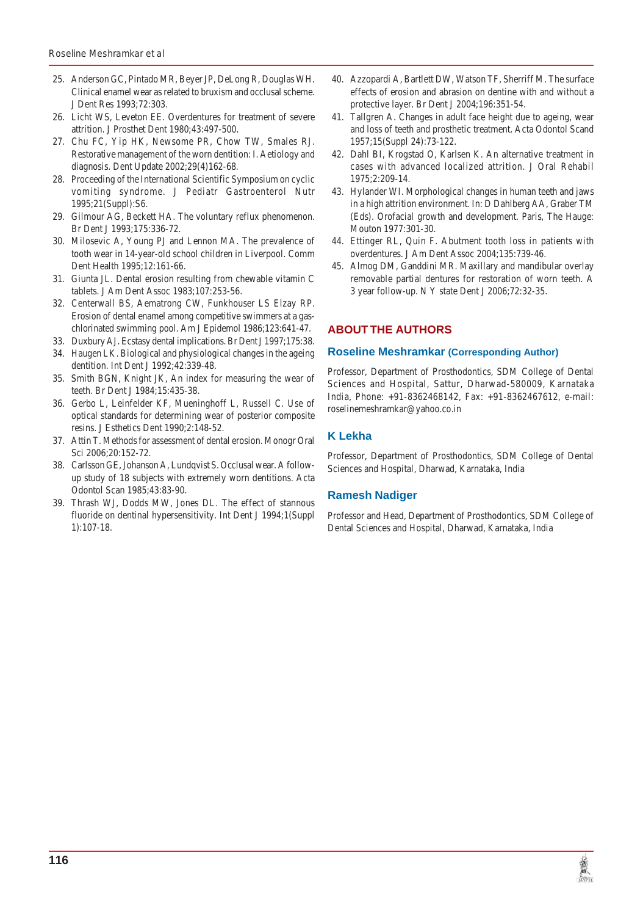25. Anderson GC, Pintado MR, Beyer JP, DeLong R, Douglas WH. Clinical enamel wear as related to bruxism and occlusal scheme. J Dent Res 1993;72:303.
26. Licht WS, Leveton EE. Overdentures for treatment of severe attrition. J Prosthet Dent 1980;43:497-500.
27. Chu FC, Yip HK, Newsome PR, Chow TW, Smales RJ. Restorative management of the worn dentition: I. Aetiology and diagnosis. Dent Update 2002;29(4)162-68.
28. Proceeding of the International Scientific Symposium on cyclic vomiting syndrome. J Pediatr Gastroenterol Nutr 1995;21(Suppl):S6.
29. Gilmour AG, Beckett HA. The voluntary reflux phenomenon. Br Dent J 1993;175:336-72.
30. Milosevic A, Young PJ and Lennon MA. The prevalence of tooth wear in 14-year-old school children in Liverpool. Comm Dent Health 1995;12:161-66.
31. Giunta JL. Dental erosion resulting from chewable vitamin C tablets. J Am Dent Assoc 1983;107:253-56.
32. Centerwall BS, Aematrong CW, Funkhouser LS Elzay RP. Erosion of dental enamel among competitive swimmers at a gas-chlorinated swimming pool. Am J Epidemol 1986;123:641-47.
33. Duxbury AJ. Ecstasy dental implications. Br Dent J 1997;175:38.
34. Haugen LK. Biological and physiological changes in the ageing dentition. Int Dent J 1992;42:339-48.
35. Smith BGN, Knight JK, An index for measuring the wear of teeth. Br Dent J 1984;15:435-38.
36. Gerbo L, Leinfelder KF, Mueninghoff L, Russell C. Use of optical standards for determining wear of posterior composite resins. J Esthetics Dent 1990;2:148-52.
37. Attin T. Methods for assessment of dental erosion. Monogr Oral Sci 2006;20:152-72.
38. Carlsson GE, Johanson A, Lundqvist S. Occlusal wear. A follow-up study of 18 subjects with extremely worn dentitions. Acta Odontol Scan 1985;43:83-90.
39. Thrash WJ, Dodds MW, Jones DL. The effect of stannous fluoride on dentinal hypersensitivity. Int Dent J 1994;1(Suppl 1):107-18.
40. Azzopardi A, Bartlett DW, Watson TF, Sherriff M. The surface effects of erosion and abrasion on dentine with and without a protective layer. Br Dent J 2004;196:351-54.
41. Tallgren A. Changes in adult face height due to ageing, wear and loss of teeth and prosthetic treatment. Acta Odontol Scand 1957;15(Suppl 24):73-122.
42. Dahl BI, Krogstad O, Karlsen K. An alternative treatment in cases with advanced localized attrition. J Oral Rehabil 1975;2:209-14.
43. Hylander WI. Morphological changes in human teeth and jaws in a high attrition environment. In: D Dahlberg AA, Graber TM (Eds). Orofacial growth and development. Paris, The Hauge: Mouton 1977:301-30.
44. Ettinger RL, Quin F. Abutment tooth loss in patients with overdentures. J Am Dent Assoc 2004;135:739-46.
45. Almog DM, Ganddini MR. Maxillary and mandibular overlay removable partial dentures for restoration of worn teeth. A 3 year follow-up. N Y state Dent J 2006;72:32-35.

## ABOUT THE AUTHORS

### Roseline Meshramkar (Corresponding Author)

Professor, Department of Prosthodontics, SDM College of Dental Sciences and Hospital, Sattur, Dharwad-580009, Karnataka India, Phone: +91-8362468142, Fax: +91-8362467612, e-mail: roselinemeshramkar@yahoo.co.in

### K Lekha

Professor, Department of Prosthodontics, SDM College of Dental Sciences and Hospital, Dharwad, Karnataka, India

### Ramesh Nadiger

Professor and Head, Department of Prosthodontics, SDM College of Dental Sciences and Hospital, Dharwad, Karnataka, India